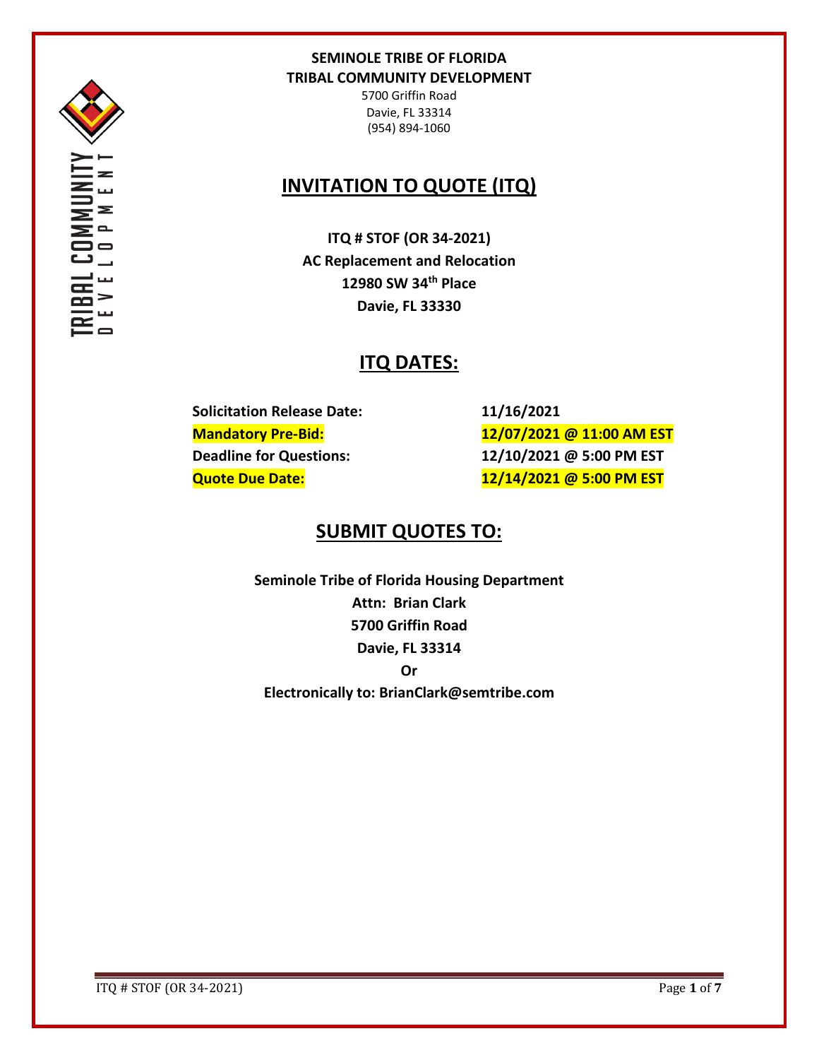**SEMINOLE TRIBE OF FLORIDA**
**TRIBAL COMMUNITY DEVELOPMENT**
5700 Griffin Road
Davie, FL 33314
(954) 894-1060

# INVITATION TO QUOTE (ITQ)

**ITQ # STOF (OR 34-2021)**
**AC Replacement and Relocation**
**12980 SW 34th Place**
**Davie, FL 33330**

## ITQ DATES:

| | |
|---|---|
| **Solicitation Release Date:** | **11/16/2021** |
| **Mandatory Pre-Bid:** | **12/07/2021 @ 11:00 AM EST** |
| **Deadline for Questions:** | **12/10/2021 @ 5:00 PM EST** |
| **Quote Due Date:** | **12/14/2021 @ 5:00 PM EST** |

## SUBMIT QUOTES TO:

**Seminole Tribe of Florida Housing Department**
**Attn: Brian Clark**
**5700 Griffin Road**
**Davie, FL 33314**
**Or**
**Electronically to: BrianClark@semtribe.com**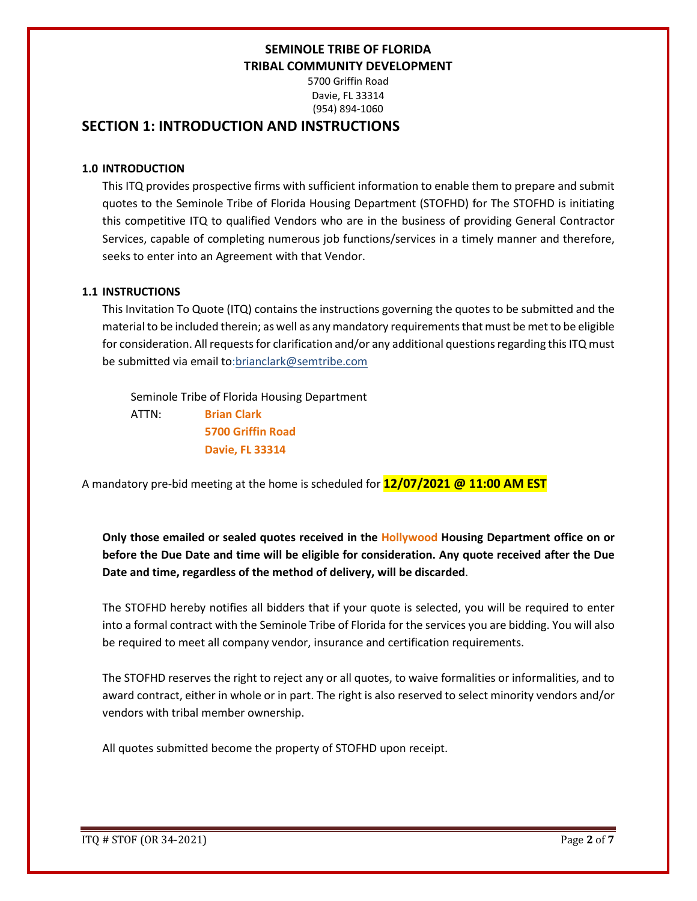**SEMINOLE TRIBE OF FLORIDA**
**TRIBAL COMMUNITY DEVELOPMENT**
5700 Griffin Road
Davie, FL 33314
(954) 894-1060

## SECTION 1: INTRODUCTION AND INSTRUCTIONS

### 1.0 INTRODUCTION

This ITQ provides prospective firms with sufficient information to enable them to prepare and submit quotes to the Seminole Tribe of Florida Housing Department (STOFHD) for The STOFHD is initiating this competitive ITQ to qualified Vendors who are in the business of providing General Contractor Services, capable of completing numerous job functions/services in a timely manner and therefore, seeks to enter into an Agreement with that Vendor.

### 1.1 INSTRUCTIONS

This Invitation To Quote (ITQ) contains the instructions governing the quotes to be submitted and the material to be included therein; as well as any mandatory requirements that must be met to be eligible for consideration. All requests for clarification and/or any additional questions regarding this ITQ must be submitted via email to:brianclark@semtribe.com

Seminole Tribe of Florida Housing Department
ATTN: **Brian Clark**
**5700 Griffin Road**
**Davie, FL 33314**

A mandatory pre-bid meeting at the home is scheduled for **12/07/2021 @ 11:00 AM EST**

**Only those emailed or sealed quotes received in the Hollywood Housing Department office on or before the Due Date and time will be eligible for consideration. Any quote received after the Due Date and time, regardless of the method of delivery, will be discarded**.

The STOFHD hereby notifies all bidders that if your quote is selected, you will be required to enter into a formal contract with the Seminole Tribe of Florida for the services you are bidding. You will also be required to meet all company vendor, insurance and certification requirements.

The STOFHD reserves the right to reject any or all quotes, to waive formalities or informalities, and to award contract, either in whole or in part. The right is also reserved to select minority vendors and/or vendors with tribal member ownership.

All quotes submitted become the property of STOFHD upon receipt.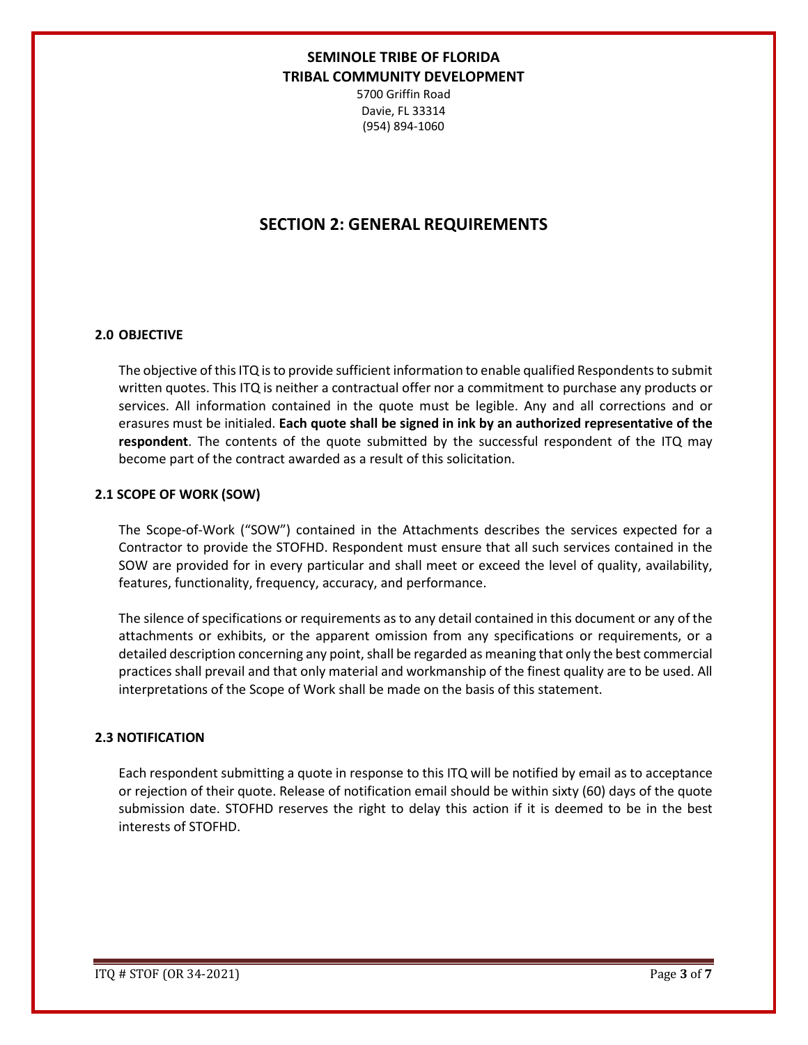**SEMINOLE TRIBE OF FLORIDA**
**TRIBAL COMMUNITY DEVELOPMENT**

5700 Griffin Road
Davie, FL 33314
(954) 894-1060

# SECTION 2: GENERAL REQUIREMENTS

### 2.0 OBJECTIVE

The objective of this ITQ is to provide sufficient information to enable qualified Respondents to submit written quotes. This ITQ is neither a contractual offer nor a commitment to purchase any products or services. All information contained in the quote must be legible. Any and all corrections and or erasures must be initialed. **Each quote shall be signed in ink by an authorized representative of the respondent**. The contents of the quote submitted by the successful respondent of the ITQ may become part of the contract awarded as a result of this solicitation.

### 2.1 SCOPE OF WORK (SOW)

The Scope-of-Work ("SOW") contained in the Attachments describes the services expected for a Contractor to provide the STOFHD. Respondent must ensure that all such services contained in the SOW are provided for in every particular and shall meet or exceed the level of quality, availability, features, functionality, frequency, accuracy, and performance.

The silence of specifications or requirements as to any detail contained in this document or any of the attachments or exhibits, or the apparent omission from any specifications or requirements, or a detailed description concerning any point, shall be regarded as meaning that only the best commercial practices shall prevail and that only material and workmanship of the finest quality are to be used. All interpretations of the Scope of Work shall be made on the basis of this statement.

### 2.3 NOTIFICATION

Each respondent submitting a quote in response to this ITQ will be notified by email as to acceptance or rejection of their quote. Release of notification email should be within sixty (60) days of the quote submission date. STOFHD reserves the right to delay this action if it is deemed to be in the best interests of STOFHD.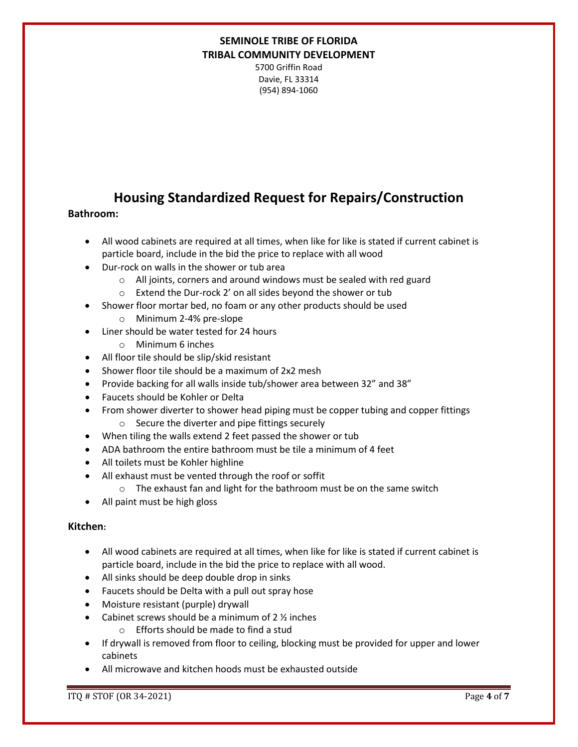**SEMINOLE TRIBE OF FLORIDA**
**TRIBAL COMMUNITY DEVELOPMENT**
5700 Griffin Road
Davie, FL 33314
(954) 894-1060

# Housing Standardized Request for Repairs/Construction

**Bathroom:**

- All wood cabinets are required at all times, when like for like is stated if current cabinet is particle board, include in the bid the price to replace with all wood
- Dur-rock on walls in the shower or tub area
  - All joints, corners and around windows must be sealed with red guard
  - Extend the Dur-rock 2' on all sides beyond the shower or tub
- Shower floor mortar bed, no foam or any other products should be used
  - Minimum 2-4% pre-slope
- Liner should be water tested for 24 hours
  - Minimum 6 inches
- All floor tile should be slip/skid resistant
- Shower floor tile should be a maximum of 2x2 mesh
- Provide backing for all walls inside tub/shower area between 32" and 38"
- Faucets should be Kohler or Delta
- From shower diverter to shower head piping must be copper tubing and copper fittings
  - Secure the diverter and pipe fittings securely
- When tiling the walls extend 2 feet passed the shower or tub
- ADA bathroom the entire bathroom must be tile a minimum of 4 feet
- All toilets must be Kohler highline
- All exhaust must be vented through the roof or soffit
  - The exhaust fan and light for the bathroom must be on the same switch
- All paint must be high gloss

**Kitchen:**

- All wood cabinets are required at all times, when like for like is stated if current cabinet is particle board, include in the bid the price to replace with all wood.
- All sinks should be deep double drop in sinks
- Faucets should be Delta with a pull out spray hose
- Moisture resistant (purple) drywall
- Cabinet screws should be a minimum of 2 ½ inches
  - Efforts should be made to find a stud
- If drywall is removed from floor to ceiling, blocking must be provided for upper and lower cabinets
- All microwave and kitchen hoods must be exhausted outside

ITQ # STOF (OR 34-2021)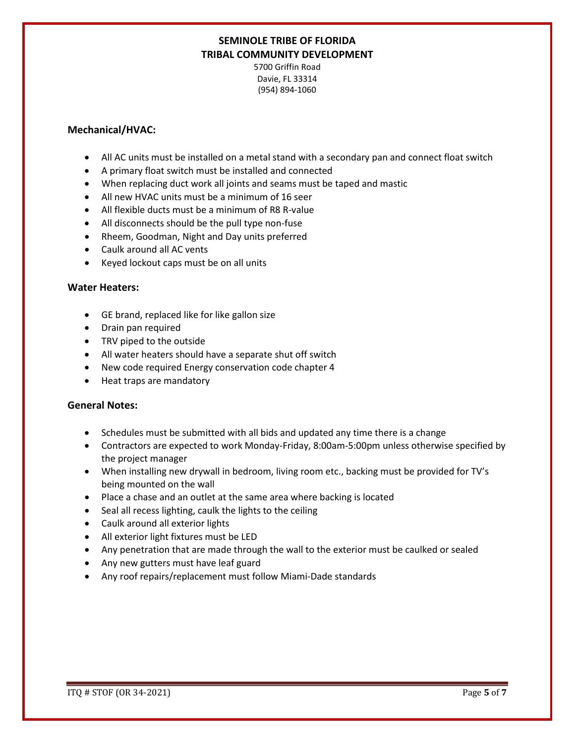**SEMINOLE TRIBE OF FLORIDA**
**TRIBAL COMMUNITY DEVELOPMENT**
5700 Griffin Road
Davie, FL 33314
(954) 894-1060

### Mechanical/HVAC:

- All AC units must be installed on a metal stand with a secondary pan and connect float switch
- A primary float switch must be installed and connected
- When replacing duct work all joints and seams must be taped and mastic
- All new HVAC units must be a minimum of 16 seer
- All flexible ducts must be a minimum of R8 R-value
- All disconnects should be the pull type non-fuse
- Rheem, Goodman, Night and Day units preferred
- Caulk around all AC vents
- Keyed lockout caps must be on all units

### Water Heaters:

- GE brand, replaced like for like gallon size
- Drain pan required
- TRV piped to the outside
- All water heaters should have a separate shut off switch
- New code required Energy conservation code chapter 4
- Heat traps are mandatory

### General Notes:

- Schedules must be submitted with all bids and updated any time there is a change
- Contractors are expected to work Monday-Friday, 8:00am-5:00pm unless otherwise specified by the project manager
- When installing new drywall in bedroom, living room etc., backing must be provided for TV's being mounted on the wall
- Place a chase and an outlet at the same area where backing is located
- Seal all recess lighting, caulk the lights to the ceiling
- Caulk around all exterior lights
- All exterior light fixtures must be LED
- Any penetration that are made through the wall to the exterior must be caulked or sealed
- Any new gutters must have leaf guard
- Any roof repairs/replacement must follow Miami-Dade standards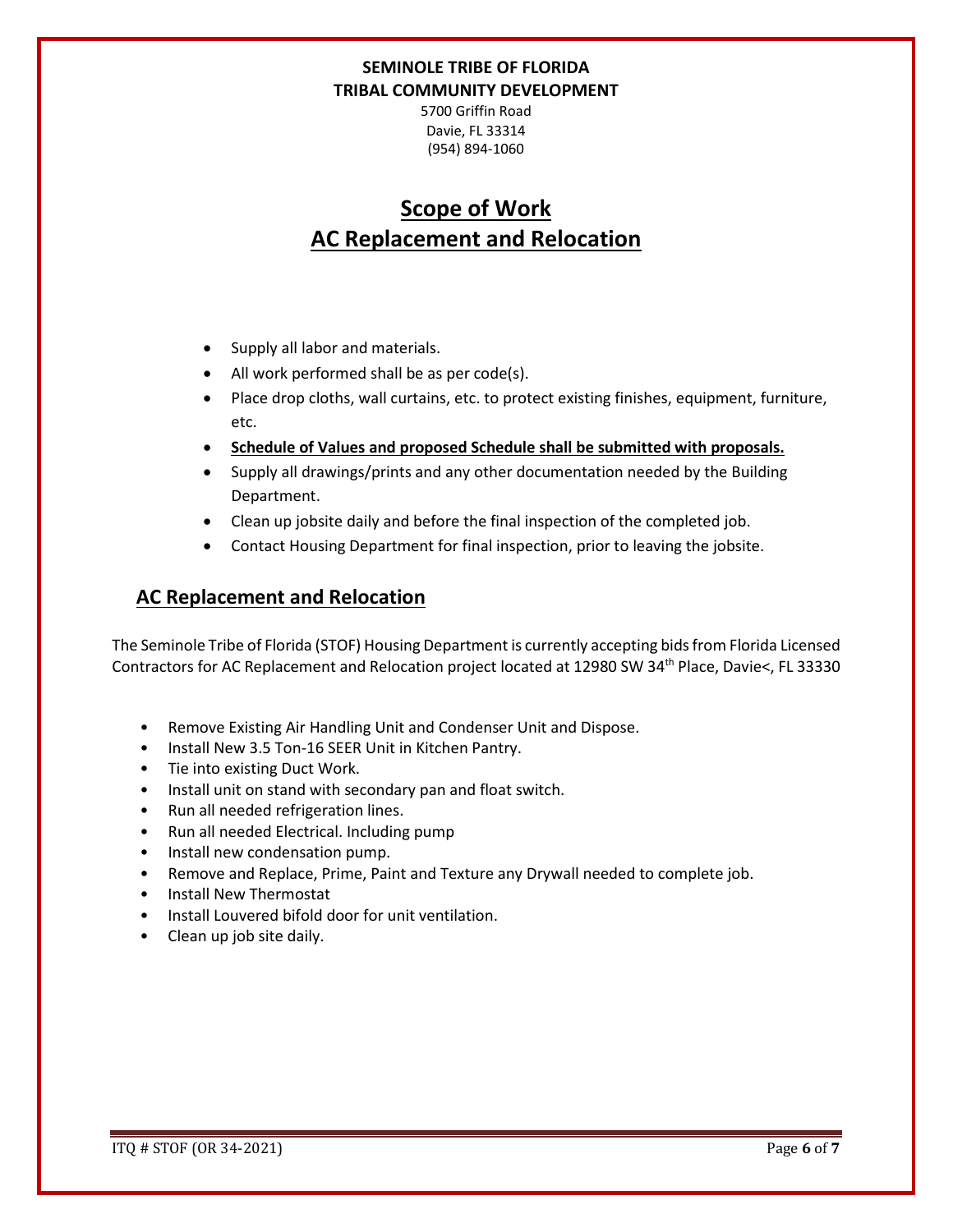**SEMINOLE TRIBE OF FLORIDA**
**TRIBAL COMMUNITY DEVELOPMENT**
5700 Griffin Road
Davie, FL 33314
(954) 894-1060

# Scope of Work
# AC Replacement and Relocation

- Supply all labor and materials.
- All work performed shall be as per code(s).
- Place drop cloths, wall curtains, etc. to protect existing finishes, equipment, furniture, etc.
- **Schedule of Values and proposed Schedule shall be submitted with proposals.**
- Supply all drawings/prints and any other documentation needed by the Building Department.
- Clean up jobsite daily and before the final inspection of the completed job.
- Contact Housing Department for final inspection, prior to leaving the jobsite.

## AC Replacement and Relocation

The Seminole Tribe of Florida (STOF) Housing Department is currently accepting bids from Florida Licensed Contractors for AC Replacement and Relocation project located at 12980 SW 34th Place, Davie<, FL 33330

- Remove Existing Air Handling Unit and Condenser Unit and Dispose.
- Install New 3.5 Ton-16 SEER Unit in Kitchen Pantry.
- Tie into existing Duct Work.
- Install unit on stand with secondary pan and float switch.
- Run all needed refrigeration lines.
- Run all needed Electrical. Including pump
- Install new condensation pump.
- Remove and Replace, Prime, Paint and Texture any Drywall needed to complete job.
- Install New Thermostat
- Install Louvered bifold door for unit ventilation.
- Clean up job site daily.

ITQ # STOF (OR 34-2021)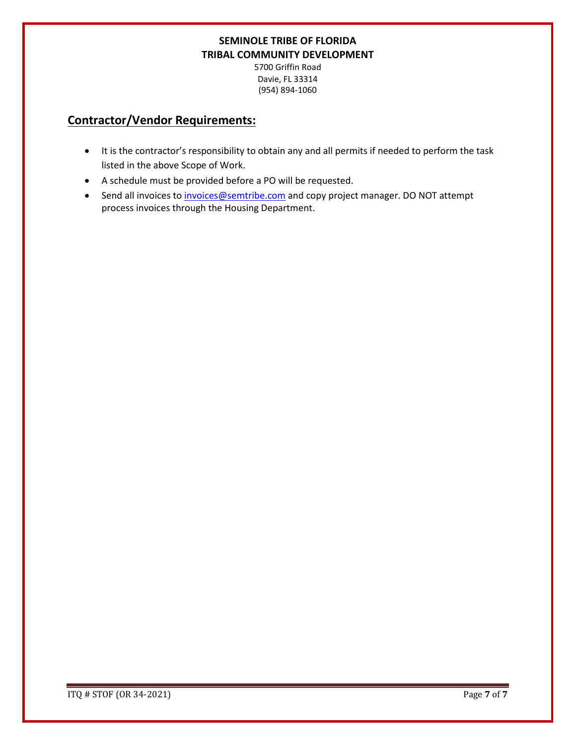**SEMINOLE TRIBE OF FLORIDA**
**TRIBAL COMMUNITY DEVELOPMENT**
5700 Griffin Road
Davie, FL 33314
(954) 894-1060

## Contractor/Vendor Requirements:

- It is the contractor's responsibility to obtain any and all permits if needed to perform the task listed in the above Scope of Work.
- A schedule must be provided before a PO will be requested.
- Send all invoices to invoices@semtribe.com and copy project manager. DO NOT attempt process invoices through the Housing Department.